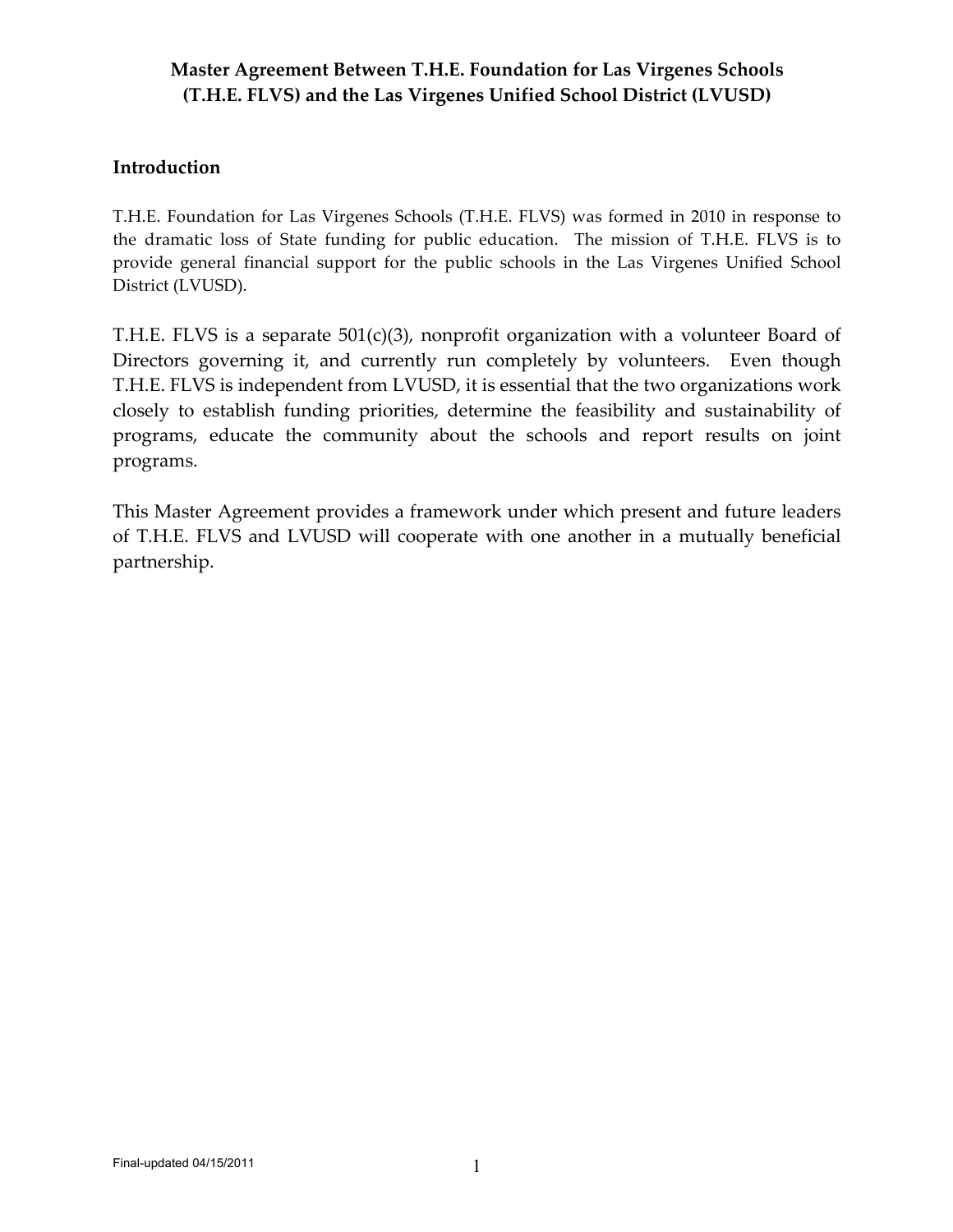# Master Agreement Between T.H.E. Foundation for Las Virgenes Schools (T.H.E. FLVS) and the Las Virgenes Unified School District (LVUSD)

## Introduction

T.H.E. Foundation for Las Virgenes Schools (T.H.E. FLVS) was formed in 2010 in response to the dramatic loss of State funding for public education. The mission of T.H.E. FLVS is to provide general financial support for the public schools in the Las Virgenes Unified School District (LVUSD).

T.H.E. FLVS is a separate 501(c)(3), nonprofit organization with a volunteer Board of Directors governing it, and currently run completely by volunteers. Even though T.H.E. FLVS is independent from LVUSD, it is essential that the two organizations work closely to establish funding priorities, determine the feasibility and sustainability of programs, educate the community about the schools and report results on joint programs.

This Master Agreement provides a framework under which present and future leaders of T.H.E. FLVS and LVUSD will cooperate with one another in a mutually beneficial partnership.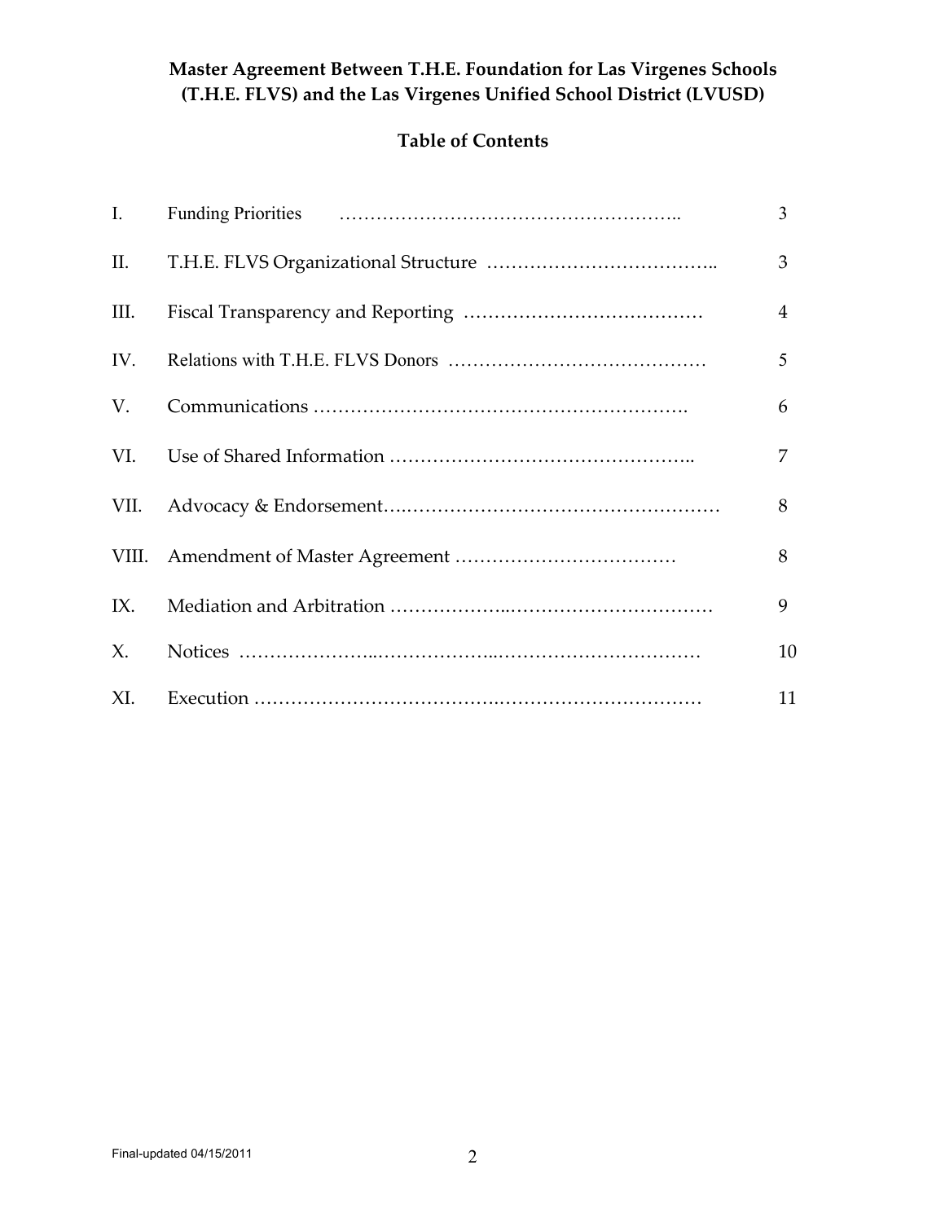**Master Agreement Between T.H.E. Foundation for Las Virgenes Schools (T.H.E. FLVS) and the Las Virgenes Unified School District (LVUSD)**

**Table of Contents**

| | | |
|---|---|---|
| I. | Funding Priorities | 3 |
| II. | T.H.E. FLVS Organizational Structure | 3 |
| III. | Fiscal Transparency and Reporting | 4 |
| IV. | Relations with T.H.E. FLVS Donors | 5 |
| V. | Communications | 6 |
| VI. | Use of Shared Information | 7 |
| VII. | Advocacy & Endorsement | 8 |
| VIII. | Amendment of Master Agreement | 8 |
| IX. | Mediation and Arbitration | 9 |
| X. | Notices | 10 |
| XI. | Execution | 11 |

Final-updated 04/15/2011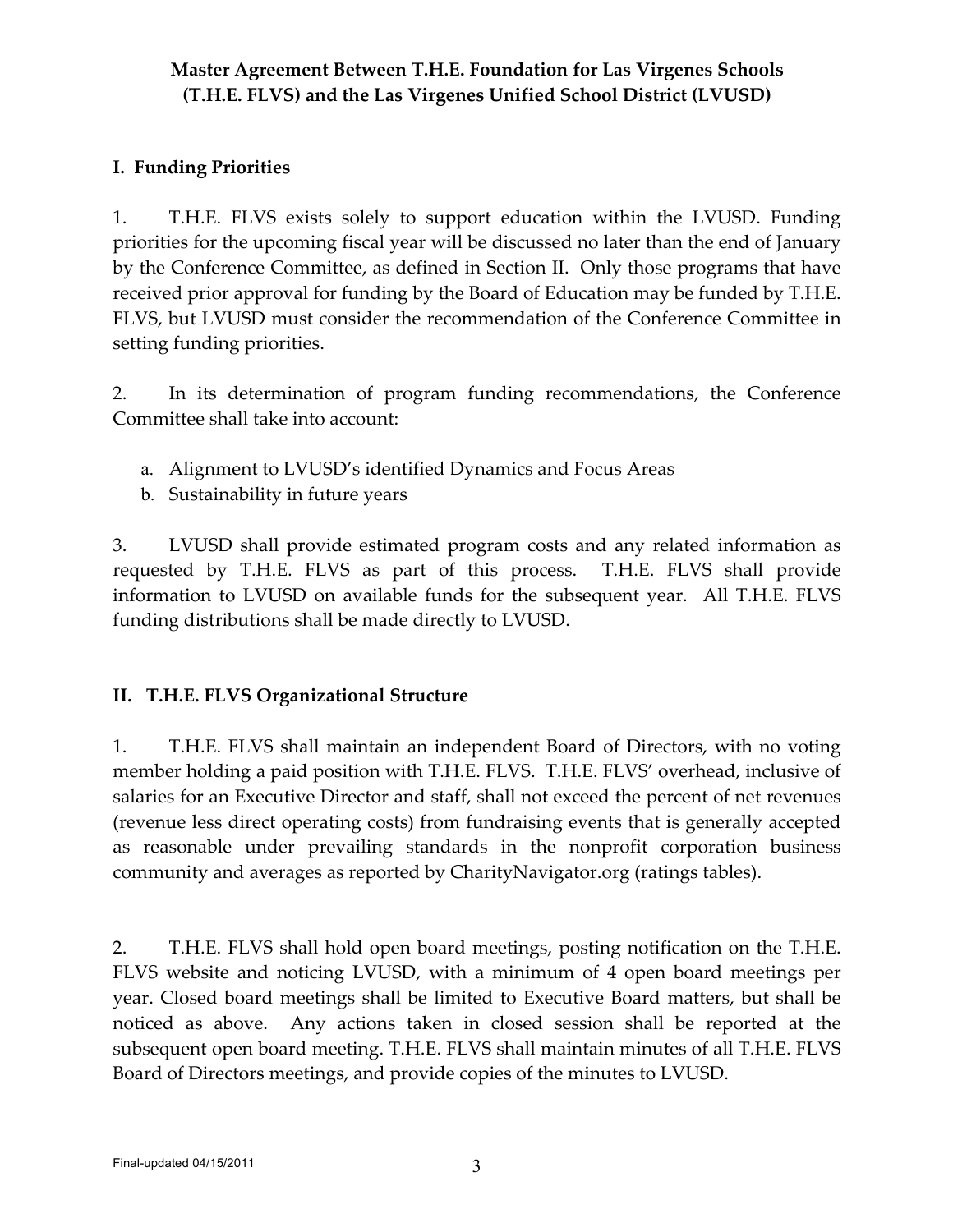**Master Agreement Between T.H.E. Foundation for Las Virgenes Schools (T.H.E. FLVS) and the Las Virgenes Unified School District (LVUSD)**

## I. Funding Priorities

1. T.H.E. FLVS exists solely to support education within the LVUSD. Funding priorities for the upcoming fiscal year will be discussed no later than the end of January by the Conference Committee, as defined in Section II. Only those programs that have received prior approval for funding by the Board of Education may be funded by T.H.E. FLVS, but LVUSD must consider the recommendation of the Conference Committee in setting funding priorities.

2. In its determination of program funding recommendations, the Conference Committee shall take into account:

   a. Alignment to LVUSD's identified Dynamics and Focus Areas
   b. Sustainability in future years

3. LVUSD shall provide estimated program costs and any related information as requested by T.H.E. FLVS as part of this process. T.H.E. FLVS shall provide information to LVUSD on available funds for the subsequent year. All T.H.E. FLVS funding distributions shall be made directly to LVUSD.

## II. T.H.E. FLVS Organizational Structure

1. T.H.E. FLVS shall maintain an independent Board of Directors, with no voting member holding a paid position with T.H.E. FLVS. T.H.E. FLVS' overhead, inclusive of salaries for an Executive Director and staff, shall not exceed the percent of net revenues (revenue less direct operating costs) from fundraising events that is generally accepted as reasonable under prevailing standards in the nonprofit corporation business community and averages as reported by CharityNavigator.org (ratings tables).

2. T.H.E. FLVS shall hold open board meetings, posting notification on the T.H.E. FLVS website and noticing LVUSD, with a minimum of 4 open board meetings per year. Closed board meetings shall be limited to Executive Board matters, but shall be noticed as above. Any actions taken in closed session shall be reported at the subsequent open board meeting. T.H.E. FLVS shall maintain minutes of all T.H.E. FLVS Board of Directors meetings, and provide copies of the minutes to LVUSD.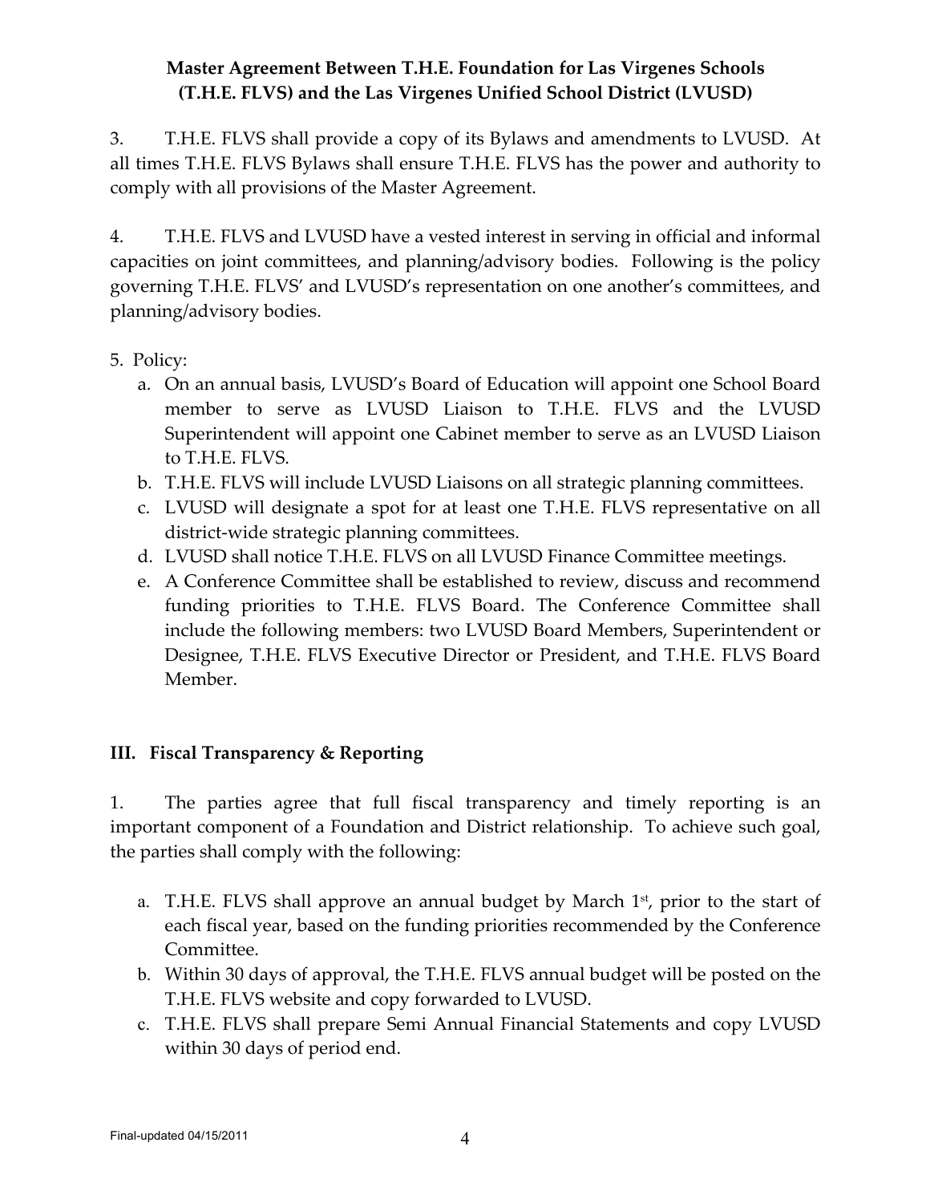**Master Agreement Between T.H.E. Foundation for Las Virgenes Schools (T.H.E. FLVS) and the Las Virgenes Unified School District (LVUSD)**

3. T.H.E. FLVS shall provide a copy of its Bylaws and amendments to LVUSD. At all times T.H.E. FLVS Bylaws shall ensure T.H.E. FLVS has the power and authority to comply with all provisions of the Master Agreement.

4. T.H.E. FLVS and LVUSD have a vested interest in serving in official and informal capacities on joint committees, and planning/advisory bodies. Following is the policy governing T.H.E. FLVS' and LVUSD's representation on one another's committees, and planning/advisory bodies.

5. Policy:
   a. On an annual basis, LVUSD's Board of Education will appoint one School Board member to serve as LVUSD Liaison to T.H.E. FLVS and the LVUSD Superintendent will appoint one Cabinet member to serve as an LVUSD Liaison to T.H.E. FLVS.
   b. T.H.E. FLVS will include LVUSD Liaisons on all strategic planning committees.
   c. LVUSD will designate a spot for at least one T.H.E. FLVS representative on all district-wide strategic planning committees.
   d. LVUSD shall notice T.H.E. FLVS on all LVUSD Finance Committee meetings.
   e. A Conference Committee shall be established to review, discuss and recommend funding priorities to T.H.E. FLVS Board. The Conference Committee shall include the following members: two LVUSD Board Members, Superintendent or Designee, T.H.E. FLVS Executive Director or President, and T.H.E. FLVS Board Member.

## III. Fiscal Transparency & Reporting

1. The parties agree that full fiscal transparency and timely reporting is an important component of a Foundation and District relationship. To achieve such goal, the parties shall comply with the following:

   a. T.H.E. FLVS shall approve an annual budget by March 1st, prior to the start of each fiscal year, based on the funding priorities recommended by the Conference Committee.
   b. Within 30 days of approval, the T.H.E. FLVS annual budget will be posted on the T.H.E. FLVS website and copy forwarded to LVUSD.
   c. T.H.E. FLVS shall prepare Semi Annual Financial Statements and copy LVUSD within 30 days of period end.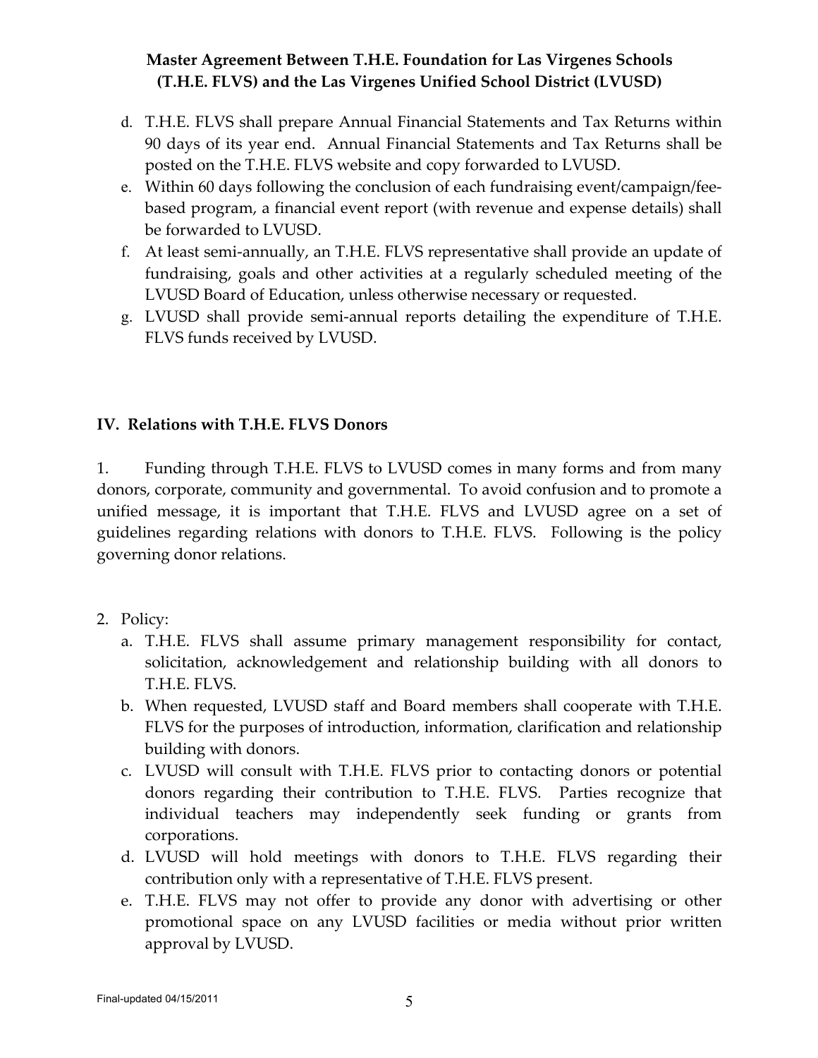d. T.H.E. FLVS shall prepare Annual Financial Statements and Tax Returns within 90 days of its year end. Annual Financial Statements and Tax Returns shall be posted on the T.H.E. FLVS website and copy forwarded to LVUSD.
e. Within 60 days following the conclusion of each fundraising event/campaign/fee-based program, a financial event report (with revenue and expense details) shall be forwarded to LVUSD.
f. At least semi-annually, an T.H.E. FLVS representative shall provide an update of fundraising, goals and other activities at a regularly scheduled meeting of the LVUSD Board of Education, unless otherwise necessary or requested.
g. LVUSD shall provide semi-annual reports detailing the expenditure of T.H.E. FLVS funds received by LVUSD.

## IV. Relations with T.H.E. FLVS Donors

1. Funding through T.H.E. FLVS to LVUSD comes in many forms and from many donors, corporate, community and governmental. To avoid confusion and to promote a unified message, it is important that T.H.E. FLVS and LVUSD agree on a set of guidelines regarding relations with donors to T.H.E. FLVS. Following is the policy governing donor relations.

2. Policy:
   a. T.H.E. FLVS shall assume primary management responsibility for contact, solicitation, acknowledgement and relationship building with all donors to T.H.E. FLVS.
   b. When requested, LVUSD staff and Board members shall cooperate with T.H.E. FLVS for the purposes of introduction, information, clarification and relationship building with donors.
   c. LVUSD will consult with T.H.E. FLVS prior to contacting donors or potential donors regarding their contribution to T.H.E. FLVS. Parties recognize that individual teachers may independently seek funding or grants from corporations.
   d. LVUSD will hold meetings with donors to T.H.E. FLVS regarding their contribution only with a representative of T.H.E. FLVS present.
   e. T.H.E. FLVS may not offer to provide any donor with advertising or other promotional space on any LVUSD facilities or media without prior written approval by LVUSD.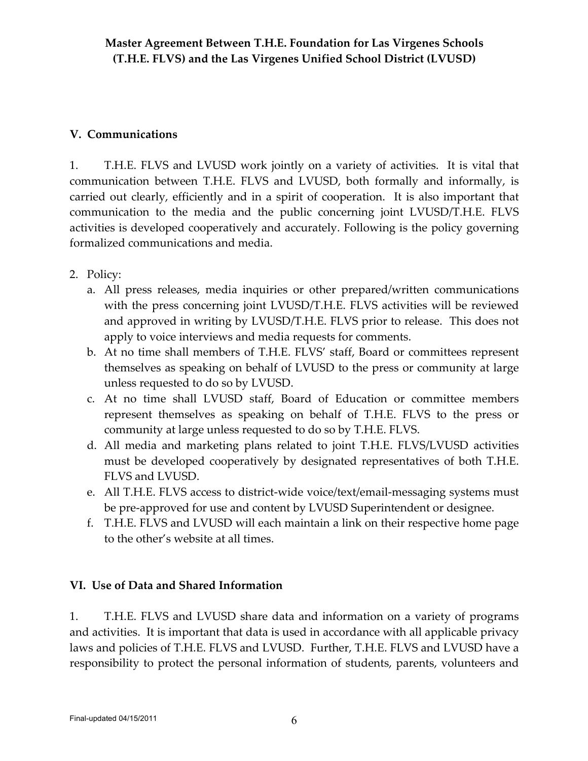## V. Communications

1. T.H.E. FLVS and LVUSD work jointly on a variety of activities. It is vital that communication between T.H.E. FLVS and LVUSD, both formally and informally, is carried out clearly, efficiently and in a spirit of cooperation. It is also important that communication to the media and the public concerning joint LVUSD/T.H.E. FLVS activities is developed cooperatively and accurately. Following is the policy governing formalized communications and media.

2. Policy:
   a. All press releases, media inquiries or other prepared/written communications with the press concerning joint LVUSD/T.H.E. FLVS activities will be reviewed and approved in writing by LVUSD/T.H.E. FLVS prior to release. This does not apply to voice interviews and media requests for comments.
   b. At no time shall members of T.H.E. FLVS' staff, Board or committees represent themselves as speaking on behalf of LVUSD to the press or community at large unless requested to do so by LVUSD.
   c. At no time shall LVUSD staff, Board of Education or committee members represent themselves as speaking on behalf of T.H.E. FLVS to the press or community at large unless requested to do so by T.H.E. FLVS.
   d. All media and marketing plans related to joint T.H.E. FLVS/LVUSD activities must be developed cooperatively by designated representatives of both T.H.E. FLVS and LVUSD.
   e. All T.H.E. FLVS access to district-wide voice/text/email-messaging systems must be pre-approved for use and content by LVUSD Superintendent or designee.
   f. T.H.E. FLVS and LVUSD will each maintain a link on their respective home page to the other's website at all times.

## VI. Use of Data and Shared Information

1. T.H.E. FLVS and LVUSD share data and information on a variety of programs and activities. It is important that data is used in accordance with all applicable privacy laws and policies of T.H.E. FLVS and LVUSD. Further, T.H.E. FLVS and LVUSD have a responsibility to protect the personal information of students, parents, volunteers and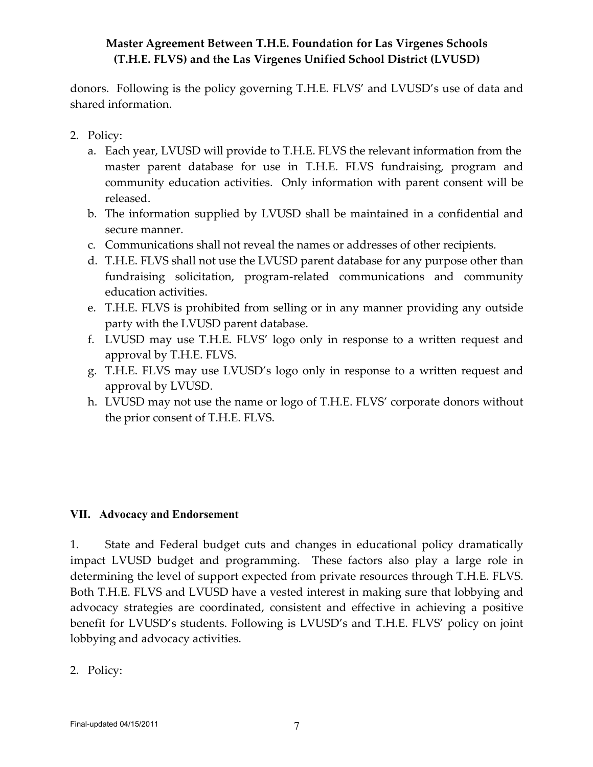donors. Following is the policy governing T.H.E. FLVS' and LVUSD's use of data and shared information.

2. Policy:
   a. Each year, LVUSD will provide to T.H.E. FLVS the relevant information from the master parent database for use in T.H.E. FLVS fundraising, program and community education activities. Only information with parent consent will be released.
   b. The information supplied by LVUSD shall be maintained in a confidential and secure manner.
   c. Communications shall not reveal the names or addresses of other recipients.
   d. T.H.E. FLVS shall not use the LVUSD parent database for any purpose other than fundraising solicitation, program-related communications and community education activities.
   e. T.H.E. FLVS is prohibited from selling or in any manner providing any outside party with the LVUSD parent database.
   f. LVUSD may use T.H.E. FLVS' logo only in response to a written request and approval by T.H.E. FLVS.
   g. T.H.E. FLVS may use LVUSD's logo only in response to a written request and approval by LVUSD.
   h. LVUSD may not use the name or logo of T.H.E. FLVS' corporate donors without the prior consent of T.H.E. FLVS.

## VII. Advocacy and Endorsement

1. State and Federal budget cuts and changes in educational policy dramatically impact LVUSD budget and programming. These factors also play a large role in determining the level of support expected from private resources through T.H.E. FLVS. Both T.H.E. FLVS and LVUSD have a vested interest in making sure that lobbying and advocacy strategies are coordinated, consistent and effective in achieving a positive benefit for LVUSD's students. Following is LVUSD's and T.H.E. FLVS' policy on joint lobbying and advocacy activities.

2. Policy: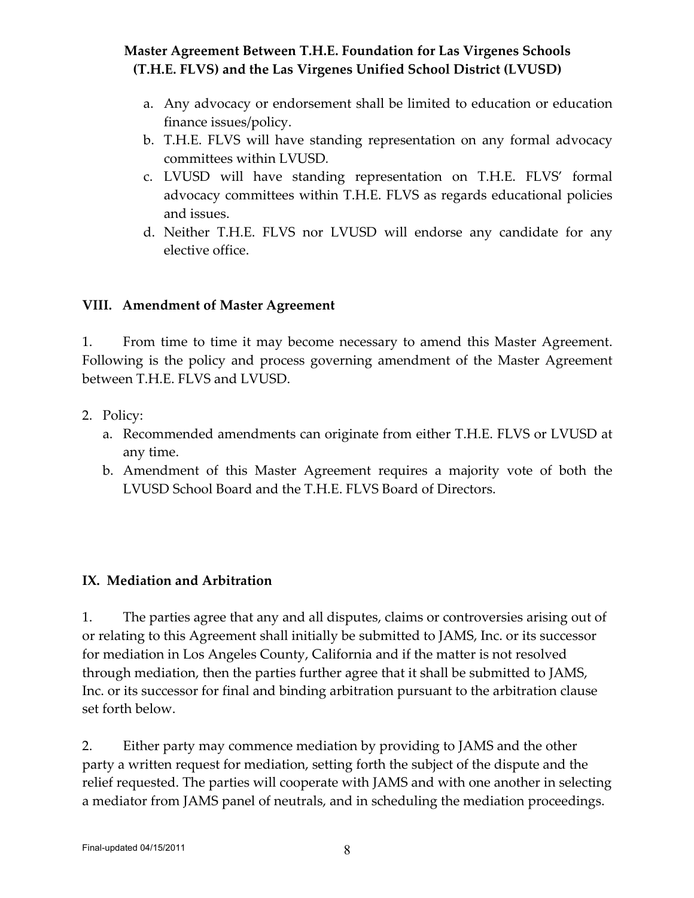a. Any advocacy or endorsement shall be limited to education or education finance issues/policy.
b. T.H.E. FLVS will have standing representation on any formal advocacy committees within LVUSD.
c. LVUSD will have standing representation on T.H.E. FLVS' formal advocacy committees within T.H.E. FLVS as regards educational policies and issues.
d. Neither T.H.E. FLVS nor LVUSD will endorse any candidate for any elective office.

## VIII. Amendment of Master Agreement

1. From time to time it may become necessary to amend this Master Agreement. Following is the policy and process governing amendment of the Master Agreement between T.H.E. FLVS and LVUSD.

2. Policy:
   a. Recommended amendments can originate from either T.H.E. FLVS or LVUSD at any time.
   b. Amendment of this Master Agreement requires a majority vote of both the LVUSD School Board and the T.H.E. FLVS Board of Directors.

## IX. Mediation and Arbitration

1. The parties agree that any and all disputes, claims or controversies arising out of or relating to this Agreement shall initially be submitted to JAMS, Inc. or its successor for mediation in Los Angeles County, California and if the matter is not resolved through mediation, then the parties further agree that it shall be submitted to JAMS, Inc. or its successor for final and binding arbitration pursuant to the arbitration clause set forth below.

2. Either party may commence mediation by providing to JAMS and the other party a written request for mediation, setting forth the subject of the dispute and the relief requested. The parties will cooperate with JAMS and with one another in selecting a mediator from JAMS panel of neutrals, and in scheduling the mediation proceedings.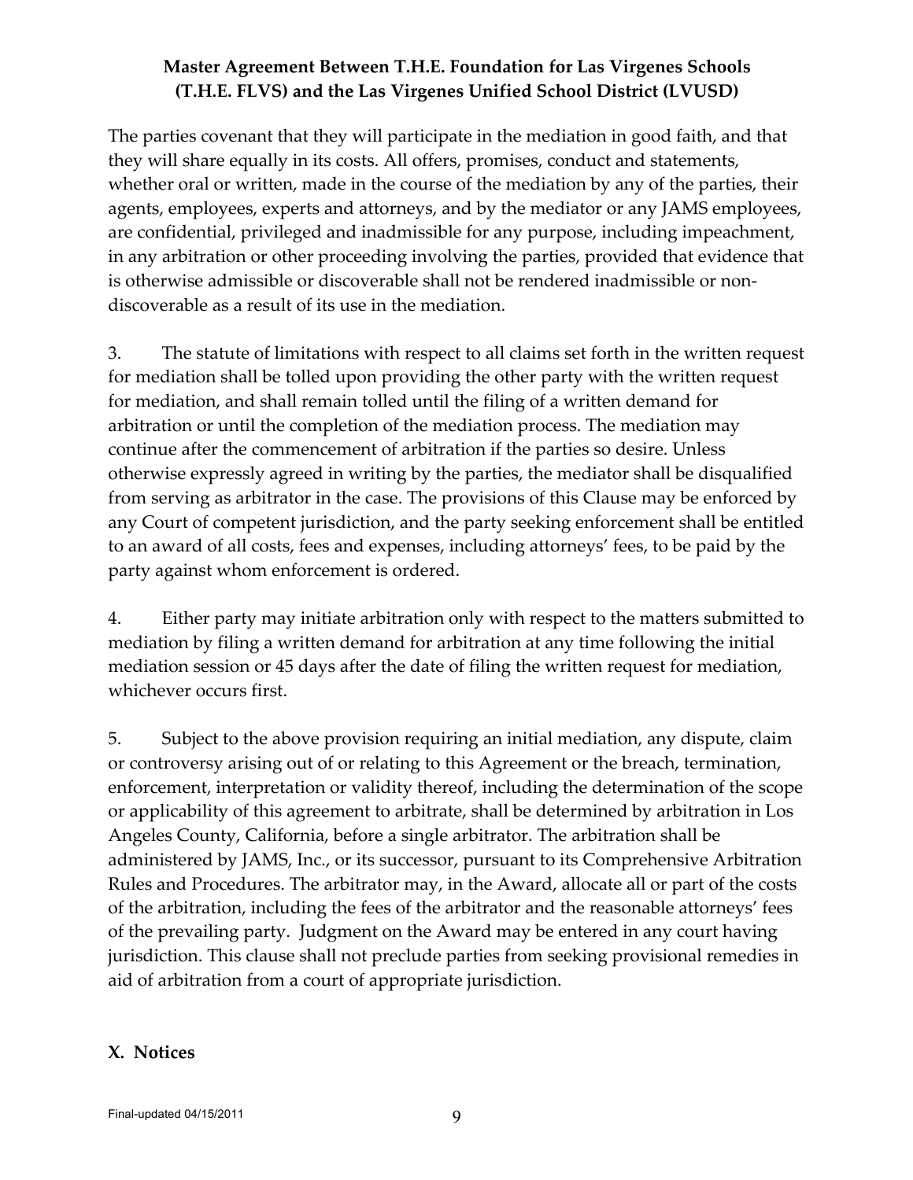The parties covenant that they will participate in the mediation in good faith, and that they will share equally in its costs. All offers, promises, conduct and statements, whether oral or written, made in the course of the mediation by any of the parties, their agents, employees, experts and attorneys, and by the mediator or any JAMS employees, are confidential, privileged and inadmissible for any purpose, including impeachment, in any arbitration or other proceeding involving the parties, provided that evidence that is otherwise admissible or discoverable shall not be rendered inadmissible or non-discoverable as a result of its use in the mediation.

3. The statute of limitations with respect to all claims set forth in the written request for mediation shall be tolled upon providing the other party with the written request for mediation, and shall remain tolled until the filing of a written demand for arbitration or until the completion of the mediation process. The mediation may continue after the commencement of arbitration if the parties so desire. Unless otherwise expressly agreed in writing by the parties, the mediator shall be disqualified from serving as arbitrator in the case. The provisions of this Clause may be enforced by any Court of competent jurisdiction, and the party seeking enforcement shall be entitled to an award of all costs, fees and expenses, including attorneys' fees, to be paid by the party against whom enforcement is ordered.

4. Either party may initiate arbitration only with respect to the matters submitted to mediation by filing a written demand for arbitration at any time following the initial mediation session or 45 days after the date of filing the written request for mediation, whichever occurs first.

5. Subject to the above provision requiring an initial mediation, any dispute, claim or controversy arising out of or relating to this Agreement or the breach, termination, enforcement, interpretation or validity thereof, including the determination of the scope or applicability of this agreement to arbitrate, shall be determined by arbitration in Los Angeles County, California, before a single arbitrator. The arbitration shall be administered by JAMS, Inc., or its successor, pursuant to its Comprehensive Arbitration Rules and Procedures. The arbitrator may, in the Award, allocate all or part of the costs of the arbitration, including the fees of the arbitrator and the reasonable attorneys' fees of the prevailing party. Judgment on the Award may be entered in any court having jurisdiction. This clause shall not preclude parties from seeking provisional remedies in aid of arbitration from a court of appropriate jurisdiction.

## X. Notices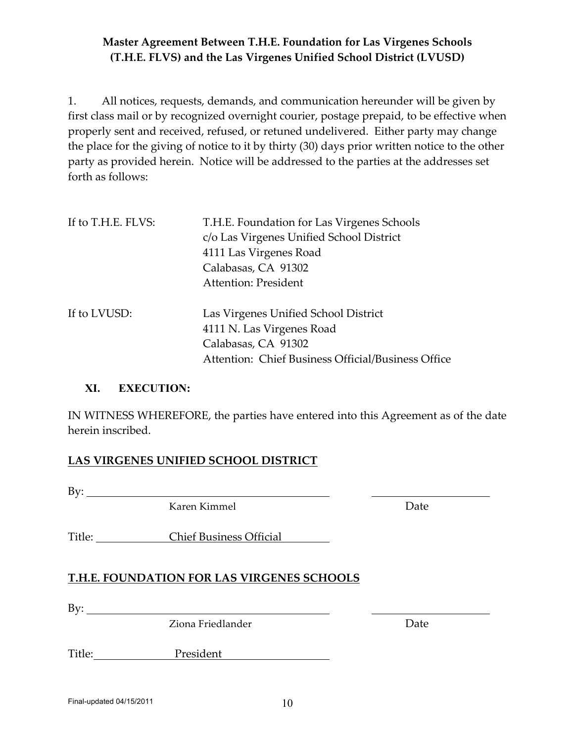**Master Agreement Between T.H.E. Foundation for Las Virgenes Schools (T.H.E. FLVS) and the Las Virgenes Unified School District (LVUSD)**

1. All notices, requests, demands, and communication hereunder will be given by first class mail or by recognized overnight courier, postage prepaid, to be effective when properly sent and received, refused, or retuned undelivered. Either party may change the place for the giving of notice to it by thirty (30) days prior written notice to the other party as provided herein. Notice will be addressed to the parties at the addresses set forth as follows:

If to T.H.E. FLVS:
T.H.E. Foundation for Las Virgenes Schools
c/o Las Virgenes Unified School District
4111 Las Virgenes Road
Calabasas, CA 91302
Attention: President

If to LVUSD:
Las Virgenes Unified School District
4111 N. Las Virgenes Road
Calabasas, CA 91302
Attention: Chief Business Official/Business Office

## XI. EXECUTION:

IN WITNESS WHEREFORE, the parties have entered into this Agreement as of the date herein inscribed.

**LAS VIRGENES UNIFIED SCHOOL DISTRICT**

By: ______________________________ ____________________
Karen Kimmel Date

Title: Chief Business Official

**T.H.E. FOUNDATION FOR LAS VIRGENES SCHOOLS**

By: ______________________________ ____________________
Ziona Friedlander Date

Title: President

Final-updated 04/15/2011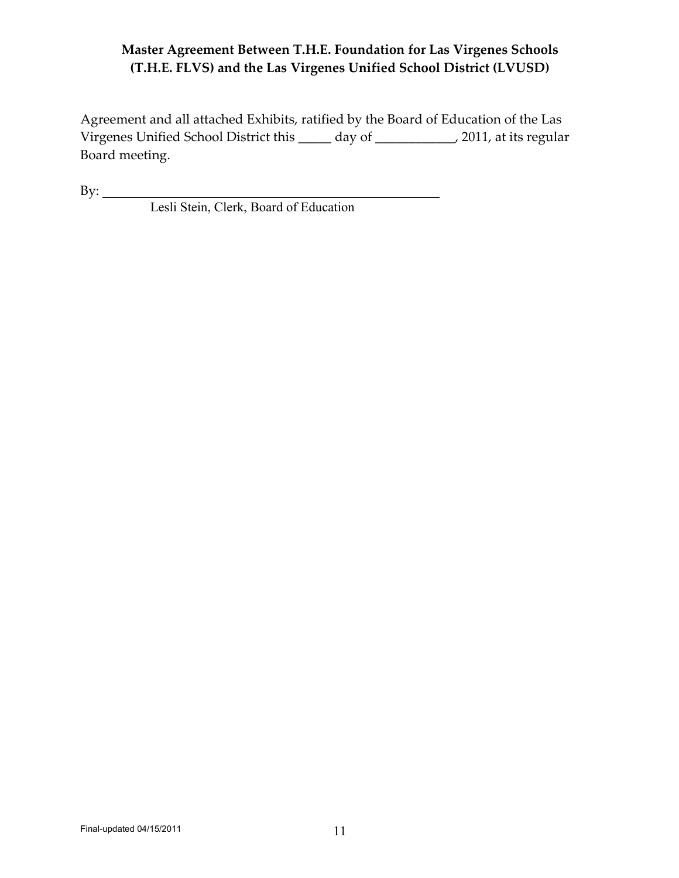**Master Agreement Between T.H.E. Foundation for Las Virgenes Schools (T.H.E. FLVS) and the Las Virgenes Unified School District (LVUSD)**

Agreement and all attached Exhibits, ratified by the Board of Education of the Las Virgenes Unified School District this _____ day of ____________, 2011, at its regular Board meeting.

By: _______________________________________________

Lesli Stein, Clerk, Board of Education

Final-updated 04/15/2011